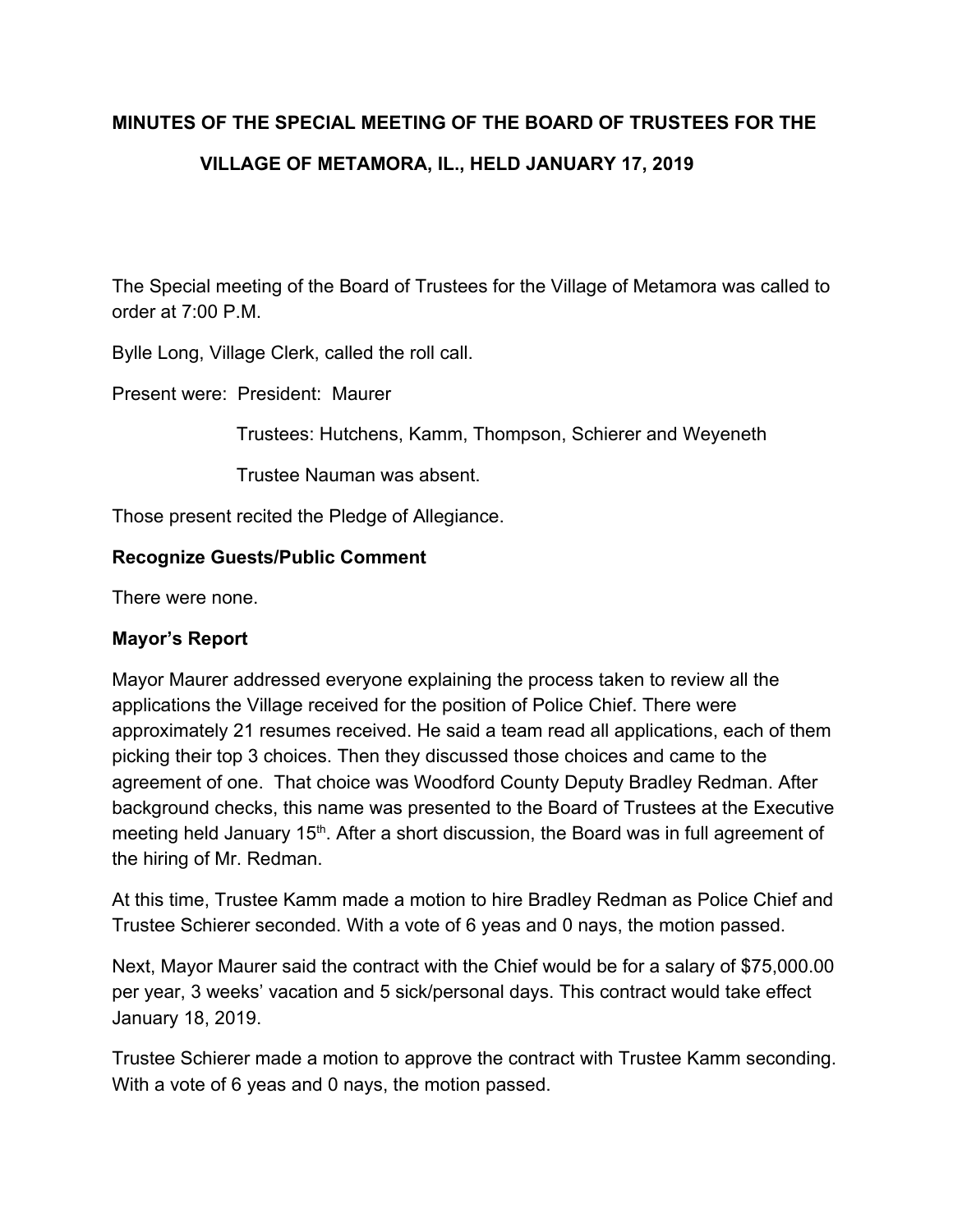**MINUTES OF THE SPECIAL MEETING OF THE BOARD OF TRUSTEES FOR THE VILLAGE OF METAMORA, IL., HELD JANUARY 17, 2019**

The Special meeting of the Board of Trustees for the Village of Metamora was called to order at 7:00 P.M.

Bylle Long, Village Clerk, called the roll call.

Present were: President: Maurer

Trustees: Hutchens, Kamm, Thompson, Schierer and Weyeneth

Trustee Nauman was absent.

Those present recited the Pledge of Allegiance.

**Recognize Guests/Public Comment**

There were none.

**Mayor's Report**

Mayor Maurer addressed everyone explaining the process taken to review all the applications the Village received for the position of Police Chief. There were approximately 21 resumes received. He said a team read all applications, each of them picking their top 3 choices. Then they discussed those choices and came to the agreement of one. That choice was Woodford County Deputy Bradley Redman. After background checks, this name was presented to the Board of Trustees at the Executive meeting held January 15th. After a short discussion, the Board was in full agreement of the hiring of Mr. Redman.

At this time, Trustee Kamm made a motion to hire Bradley Redman as Police Chief and Trustee Schierer seconded. With a vote of 6 yeas and 0 nays, the motion passed.

Next, Mayor Maurer said the contract with the Chief would be for a salary of $75,000.00 per year, 3 weeks' vacation and 5 sick/personal days. This contract would take effect January 18, 2019.

Trustee Schierer made a motion to approve the contract with Trustee Kamm seconding. With a vote of 6 yeas and 0 nays, the motion passed.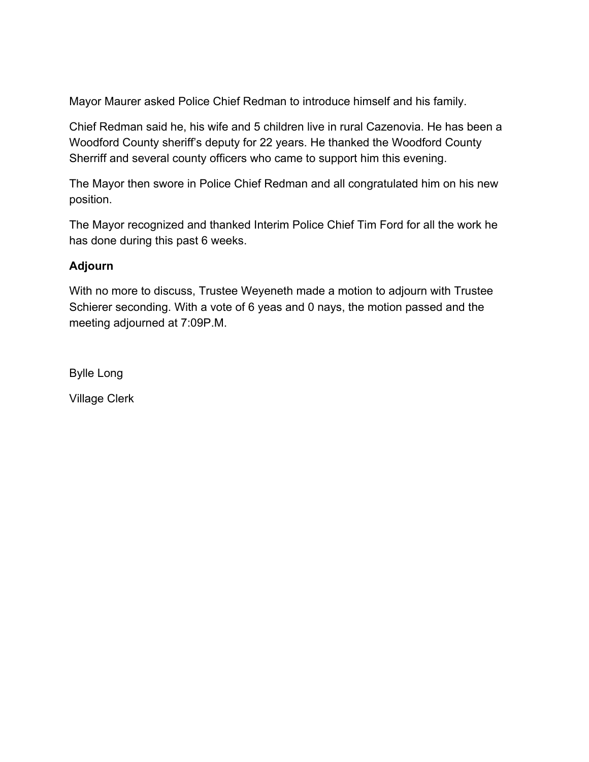Mayor Maurer asked Police Chief Redman to introduce himself and his family.

Chief Redman said he, his wife and 5 children live in rural Cazenovia. He has been a Woodford County sheriff's deputy for 22 years. He thanked the Woodford County Sherriff and several county officers who came to support him this evening.

The Mayor then swore in Police Chief Redman and all congratulated him on his new position.

The Mayor recognized and thanked Interim Police Chief Tim Ford for all the work he has done during this past 6 weeks.

**Adjourn**

With no more to discuss, Trustee Weyeneth made a motion to adjourn with Trustee Schierer seconding. With a vote of 6 yeas and 0 nays, the motion passed and the meeting adjourned at 7:09P.M.

Bylle Long

Village Clerk